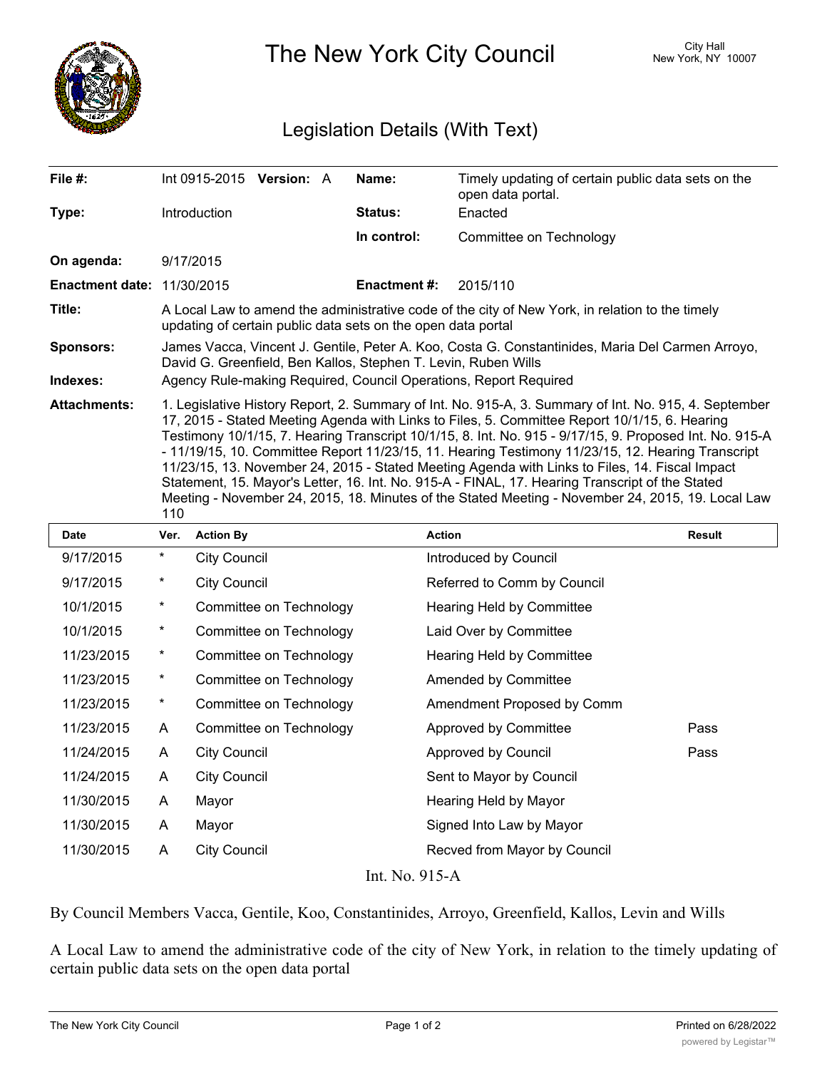# The New York City Council

City Hall
New York, NY 10007

## Legislation Details (With Text)

| | | | |
|---|---|---|---|
| **File #:** | Int 0915-2015 **Version:** A | **Name:** | Timely updating of certain public data sets on the open data portal. |
| **Type:** | Introduction | **Status:** | Enacted |
| | | **In control:** | Committee on Technology |
| **On agenda:** | 9/17/2015 | | |
| **Enactment date:** | 11/30/2015 | **Enactment #:** | 2015/110 |

**Title:** A Local Law to amend the administrative code of the city of New York, in relation to the timely updating of certain public data sets on the open data portal

**Sponsors:** James Vacca, Vincent J. Gentile, Peter A. Koo, Costa G. Constantinides, Maria Del Carmen Arroyo, David G. Greenfield, Ben Kallos, Stephen T. Levin, Ruben Wills

**Indexes:** Agency Rule-making Required, Council Operations, Report Required

**Attachments:** 1. Legislative History Report, 2. Summary of Int. No. 915-A, 3. Summary of Int. No. 915, 4. September 17, 2015 - Stated Meeting Agenda with Links to Files, 5. Committee Report 10/1/15, 6. Hearing Testimony 10/1/15, 7. Hearing Transcript 10/1/15, 8. Int. No. 915 - 9/17/15, 9. Proposed Int. No. 915-A - 11/19/15, 10. Committee Report 11/23/15, 11. Hearing Testimony 11/23/15, 12. Hearing Transcript 11/23/15, 13. November 24, 2015 - Stated Meeting Agenda with Links to Files, 14. Fiscal Impact Statement, 15. Mayor's Letter, 16. Int. No. 915-A - FINAL, 17. Hearing Transcript of the Stated Meeting - November 24, 2015, 18. Minutes of the Stated Meeting - November 24, 2015, 19. Local Law 110

| Date | Ver. | Action By | Action | Result |
|---|---|---|---|---|
| 9/17/2015 | * | City Council | Introduced by Council | |
| 9/17/2015 | * | City Council | Referred to Comm by Council | |
| 10/1/2015 | * | Committee on Technology | Hearing Held by Committee | |
| 10/1/2015 | * | Committee on Technology | Laid Over by Committee | |
| 11/23/2015 | * | Committee on Technology | Hearing Held by Committee | |
| 11/23/2015 | * | Committee on Technology | Amended by Committee | |
| 11/23/2015 | * | Committee on Technology | Amendment Proposed by Comm | |
| 11/23/2015 | A | Committee on Technology | Approved by Committee | Pass |
| 11/24/2015 | A | City Council | Approved by Council | Pass |
| 11/24/2015 | A | City Council | Sent to Mayor by Council | |
| 11/30/2015 | A | Mayor | Hearing Held by Mayor | |
| 11/30/2015 | A | Mayor | Signed Into Law by Mayor | |
| 11/30/2015 | A | City Council | Recved from Mayor by Council | |

Int. No. 915-A

By Council Members Vacca, Gentile, Koo, Constantinides, Arroyo, Greenfield, Kallos, Levin and Wills

A Local Law to amend the administrative code of the city of New York, in relation to the timely updating of certain public data sets on the open data portal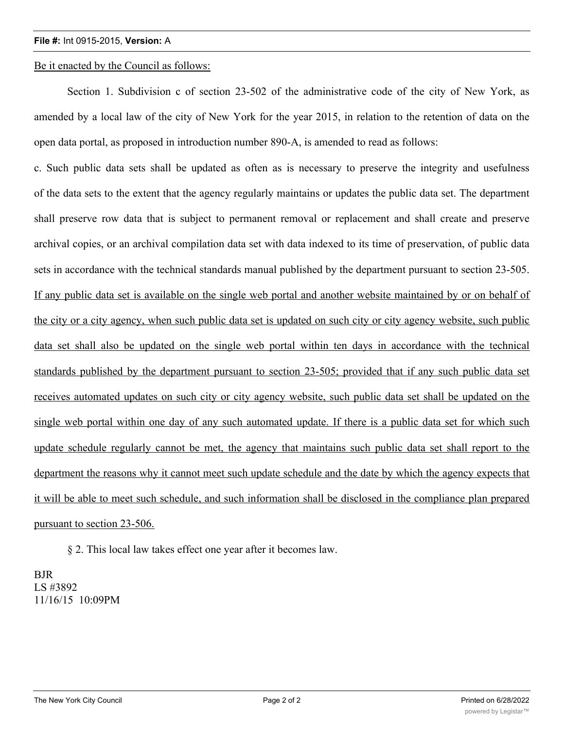Be it enacted by the Council as follows:

Section 1. Subdivision c of section 23-502 of the administrative code of the city of New York, as amended by a local law of the city of New York for the year 2015, in relation to the retention of data on the open data portal, as proposed in introduction number 890-A, is amended to read as follows:

c. Such public data sets shall be updated as often as is necessary to preserve the integrity and usefulness of the data sets to the extent that the agency regularly maintains or updates the public data set. The department shall preserve row data that is subject to permanent removal or replacement and shall create and preserve archival copies, or an archival compilation data set with data indexed to its time of preservation, of public data sets in accordance with the technical standards manual published by the department pursuant to section 23-505. <u>If any public data set is available on the single web portal and another website maintained by or on behalf of the city or a city agency, when such public data set is updated on such city or city agency website, such public data set shall also be updated on the single web portal within ten days in accordance with the technical standards published by the department pursuant to section 23-505; provided that if any such public data set receives automated updates on such city or city agency website, such public data set shall be updated on the single web portal within one day of any such automated update. If there is a public data set for which such update schedule regularly cannot be met, the agency that maintains such public data set shall report to the department the reasons why it cannot meet such update schedule and the date by which the agency expects that it will be able to meet such schedule, and such information shall be disclosed in the compliance plan prepared pursuant to section 23-506.</u>

§ 2. This local law takes effect one year after it becomes law.

BJR
LS #3892
11/16/15 10:09PM